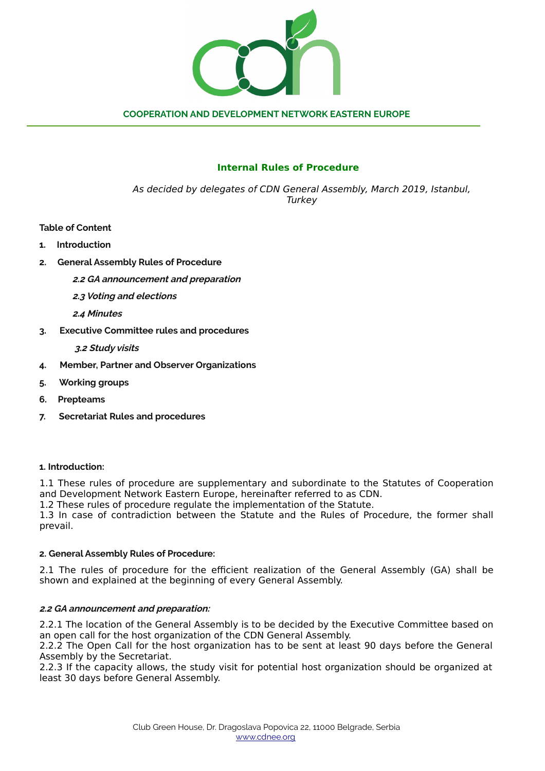**COOPERATION AND DEVELOPMENT NETWORK EASTERN EUROPE**

# Internal Rules of Procedure

*As decided by delegates of CDN General Assembly, March 2019, Istanbul, Turkey*

**Table of Content**

1. **Introduction**
2. **General Assembly Rules of Procedure**
   - ***2.2 GA announcement and preparation***
   - ***2.3 Voting and elections***
   - ***2.4 Minutes***
3. **Executive Committee rules and procedures**
   - ***3.2 Study visits***
4. **Member, Partner and Observer Organizations**
5. **Working groups**
6. **Prepteams**
7. **Secretariat Rules and procedures**

## 1. Introduction:

1.1 These rules of procedure are supplementary and subordinate to the Statutes of Cooperation and Development Network Eastern Europe, hereinafter referred to as CDN.
1.2 These rules of procedure regulate the implementation of the Statute.
1.3 In case of contradiction between the Statute and the Rules of Procedure, the former shall prevail.

## 2. General Assembly Rules of Procedure:

2.1 The rules of procedure for the efficient realization of the General Assembly (GA) shall be shown and explained at the beginning of every General Assembly.

### *2.2 GA announcement and preparation:*

2.2.1 The location of the General Assembly is to be decided by the Executive Committee based on an open call for the host organization of the CDN General Assembly.
2.2.2 The Open Call for the host organization has to be sent at least 90 days before the General Assembly by the Secretariat.
2.2.3 If the capacity allows, the study visit for potential host organization should be organized at least 30 days before General Assembly.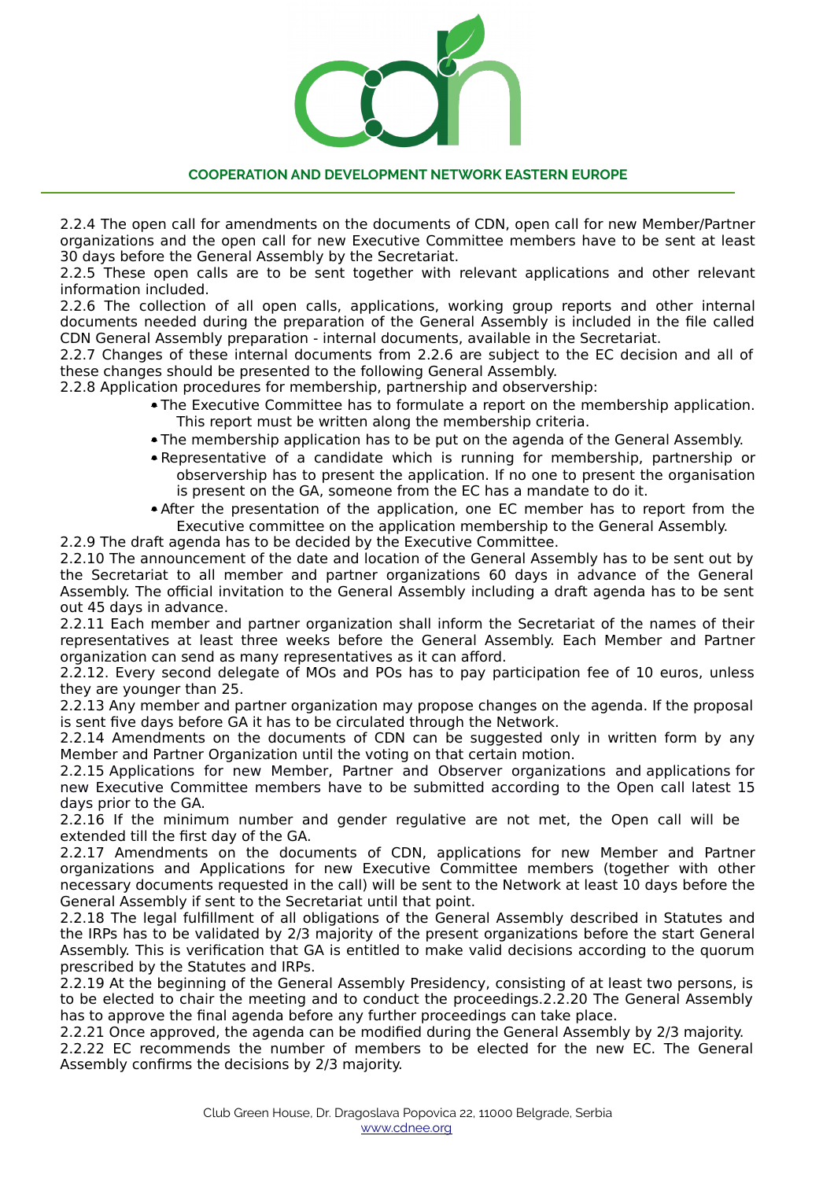2.2.4 The open call for amendments on the documents of CDN, open call for new Member/Partner organizations and the open call for new Executive Committee members have to be sent at least 30 days before the General Assembly by the Secretariat.

2.2.5 These open calls are to be sent together with relevant applications and other relevant information included.

2.2.6 The collection of all open calls, applications, working group reports and other internal documents needed during the preparation of the General Assembly is included in the file called CDN General Assembly preparation - internal documents, available in the Secretariat.

2.2.7 Changes of these internal documents from 2.2.6 are subject to the EC decision and all of these changes should be presented to the following General Assembly.

2.2.8 Application procedures for membership, partnership and observership:

- The Executive Committee has to formulate a report on the membership application. This report must be written along the membership criteria.
- The membership application has to be put on the agenda of the General Assembly.
- Representative of a candidate which is running for membership, partnership or observership has to present the application. If no one to present the organisation is present on the GA, someone from the EC has a mandate to do it.
- After the presentation of the application, one EC member has to report from the Executive committee on the application membership to the General Assembly.

2.2.9 The draft agenda has to be decided by the Executive Committee.

2.2.10 The announcement of the date and location of the General Assembly has to be sent out by the Secretariat to all member and partner organizations 60 days in advance of the General Assembly. The official invitation to the General Assembly including a draft agenda has to be sent out 45 days in advance.

2.2.11 Each member and partner organization shall inform the Secretariat of the names of their representatives at least three weeks before the General Assembly. Each Member and Partner organization can send as many representatives as it can afford.

2.2.12. Every second delegate of MOs and POs has to pay participation fee of 10 euros, unless they are younger than 25.

2.2.13 Any member and partner organization may propose changes on the agenda. If the proposal is sent five days before GA it has to be circulated through the Network.

2.2.14 Amendments on the documents of CDN can be suggested only in written form by any Member and Partner Organization until the voting on that certain motion.

2.2.15 Applications for new Member, Partner and Observer organizations and applications for new Executive Committee members have to be submitted according to the Open call latest 15 days prior to the GA.

2.2.16 If the minimum number and gender regulative are not met, the Open call will be extended till the first day of the GA.

2.2.17 Amendments on the documents of CDN, applications for new Member and Partner organizations and Applications for new Executive Committee members (together with other necessary documents requested in the call) will be sent to the Network at least 10 days before the General Assembly if sent to the Secretariat until that point.

2.2.18 The legal fulfillment of all obligations of the General Assembly described in Statutes and the IRPs has to be validated by 2/3 majority of the present organizations before the start General Assembly. This is verification that GA is entitled to make valid decisions according to the quorum prescribed by the Statutes and IRPs.

2.2.19 At the beginning of the General Assembly Presidency, consisting of at least two persons, is to be elected to chair the meeting and to conduct the proceedings.2.2.20 The General Assembly has to approve the final agenda before any further proceedings can take place.

2.2.21 Once approved, the agenda can be modified during the General Assembly by 2/3 majority.

2.2.22 EC recommends the number of members to be elected for the new EC. The General Assembly confirms the decisions by 2/3 majority.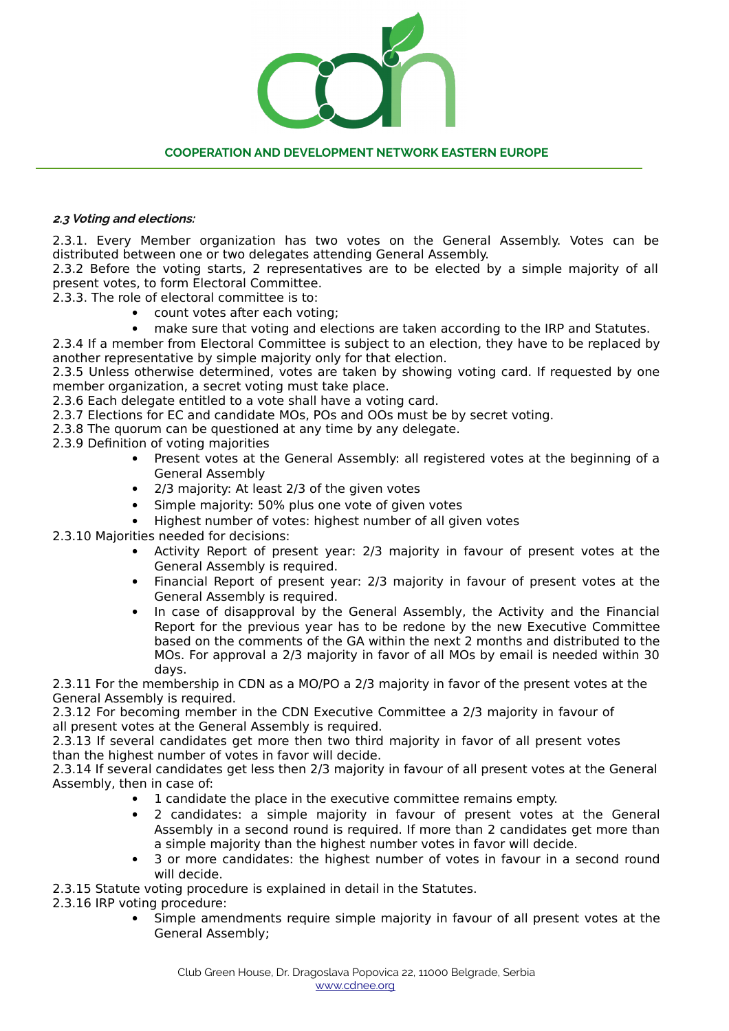***2.3 Voting and elections:***

2.3.1. Every Member organization has two votes on the General Assembly. Votes can be distributed between one or two delegates attending General Assembly.
2.3.2 Before the voting starts, 2 representatives are to be elected by a simple majority of all present votes, to form Electoral Committee.
2.3.3. The role of electoral committee is to:

- count votes after each voting;
- make sure that voting and elections are taken according to the IRP and Statutes.

2.3.4 If a member from Electoral Committee is subject to an election, they have to be replaced by another representative by simple majority only for that election.
2.3.5 Unless otherwise determined, votes are taken by showing voting card. If requested by one member organization, a secret voting must take place.
2.3.6 Each delegate entitled to a vote shall have a voting card.
2.3.7 Elections for EC and candidate MOs, POs and OOs must be by secret voting.
2.3.8 The quorum can be questioned at any time by any delegate.
2.3.9 Definition of voting majorities

- Present votes at the General Assembly: all registered votes at the beginning of a General Assembly
- 2/3 majority: At least 2/3 of the given votes
- Simple majority: 50% plus one vote of given votes
- Highest number of votes: highest number of all given votes

2.3.10 Majorities needed for decisions:

- Activity Report of present year: 2/3 majority in favour of present votes at the General Assembly is required.
- Financial Report of present year: 2/3 majority in favour of present votes at the General Assembly is required.
- In case of disapproval by the General Assembly, the Activity and the Financial Report for the previous year has to be redone by the new Executive Committee based on the comments of the GA within the next 2 months and distributed to the MOs. For approval a 2/3 majority in favor of all MOs by email is needed within 30 days.

2.3.11 For the membership in CDN as a MO/PO a 2/3 majority in favor of the present votes at the General Assembly is required.
2.3.12 For becoming member in the CDN Executive Committee a 2/3 majority in favour of all present votes at the General Assembly is required.
2.3.13 If several candidates get more then two third majority in favor of all present votes than the highest number of votes in favor will decide.
2.3.14 If several candidates get less then 2/3 majority in favour of all present votes at the General Assembly, then in case of:

- 1 candidate the place in the executive committee remains empty.
- 2 candidates: a simple majority in favour of present votes at the General Assembly in a second round is required. If more than 2 candidates get more than a simple majority than the highest number votes in favor will decide.
- 3 or more candidates: the highest number of votes in favour in a second round will decide.

2.3.15 Statute voting procedure is explained in detail in the Statutes.
2.3.16 IRP voting procedure:

- Simple amendments require simple majority in favour of all present votes at the General Assembly;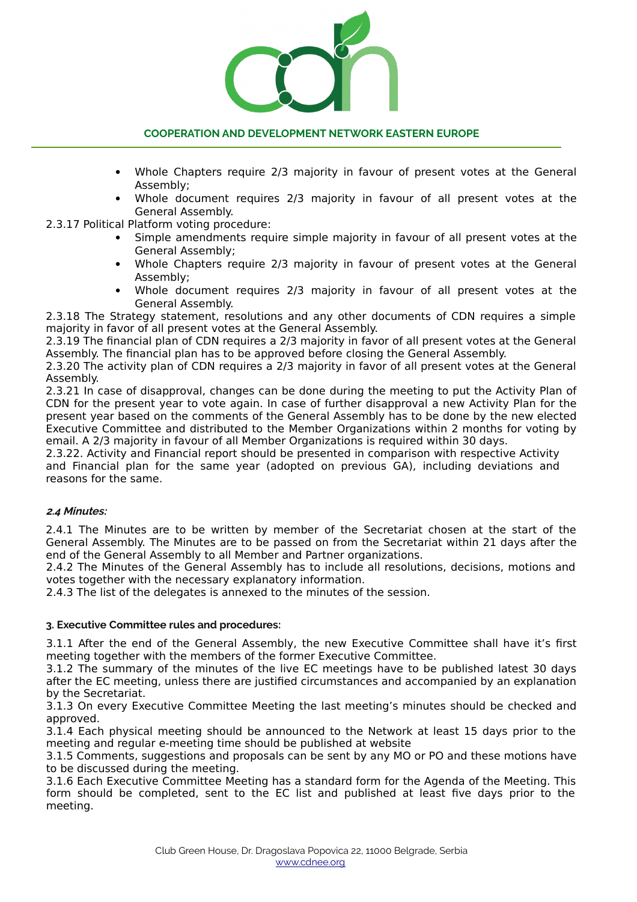- Whole Chapters require 2/3 majority in favour of present votes at the General Assembly;
- Whole document requires 2/3 majority in favour of all present votes at the General Assembly.

2.3.17 Political Platform voting procedure:

- Simple amendments require simple majority in favour of all present votes at the General Assembly;
- Whole Chapters require 2/3 majority in favour of present votes at the General Assembly;
- Whole document requires 2/3 majority in favour of all present votes at the General Assembly.

2.3.18 The Strategy statement, resolutions and any other documents of CDN requires a simple majority in favor of all present votes at the General Assembly.
2.3.19 The financial plan of CDN requires a 2/3 majority in favor of all present votes at the General Assembly. The financial plan has to be approved before closing the General Assembly.
2.3.20 The activity plan of CDN requires a 2/3 majority in favor of all present votes at the General Assembly.
2.3.21 In case of disapproval, changes can be done during the meeting to put the Activity Plan of CDN for the present year to vote again. In case of further disapproval a new Activity Plan for the present year based on the comments of the General Assembly has to be done by the new elected Executive Committee and distributed to the Member Organizations within 2 months for voting by email. A 2/3 majority in favour of all Member Organizations is required within 30 days.
2.3.22. Activity and Financial report should be presented in comparison with respective Activity and Financial plan for the same year (adopted on previous GA), including deviations and reasons for the same.

#### *2.4 Minutes:*

2.4.1 The Minutes are to be written by member of the Secretariat chosen at the start of the General Assembly. The Minutes are to be passed on from the Secretariat within 21 days after the end of the General Assembly to all Member and Partner organizations.
2.4.2 The Minutes of the General Assembly has to include all resolutions, decisions, motions and votes together with the necessary explanatory information.
2.4.3 The list of the delegates is annexed to the minutes of the session.

### 3. Executive Committee rules and procedures:

3.1.1 After the end of the General Assembly, the new Executive Committee shall have it's first meeting together with the members of the former Executive Committee.
3.1.2 The summary of the minutes of the live EC meetings have to be published latest 30 days after the EC meeting, unless there are justified circumstances and accompanied by an explanation by the Secretariat.
3.1.3 On every Executive Committee Meeting the last meeting's minutes should be checked and approved.
3.1.4 Each physical meeting should be announced to the Network at least 15 days prior to the meeting and regular e-meeting time should be published at website
3.1.5 Comments, suggestions and proposals can be sent by any MO or PO and these motions have to be discussed during the meeting.
3.1.6 Each Executive Committee Meeting has a standard form for the Agenda of the Meeting. This form should be completed, sent to the EC list and published at least five days prior to the meeting.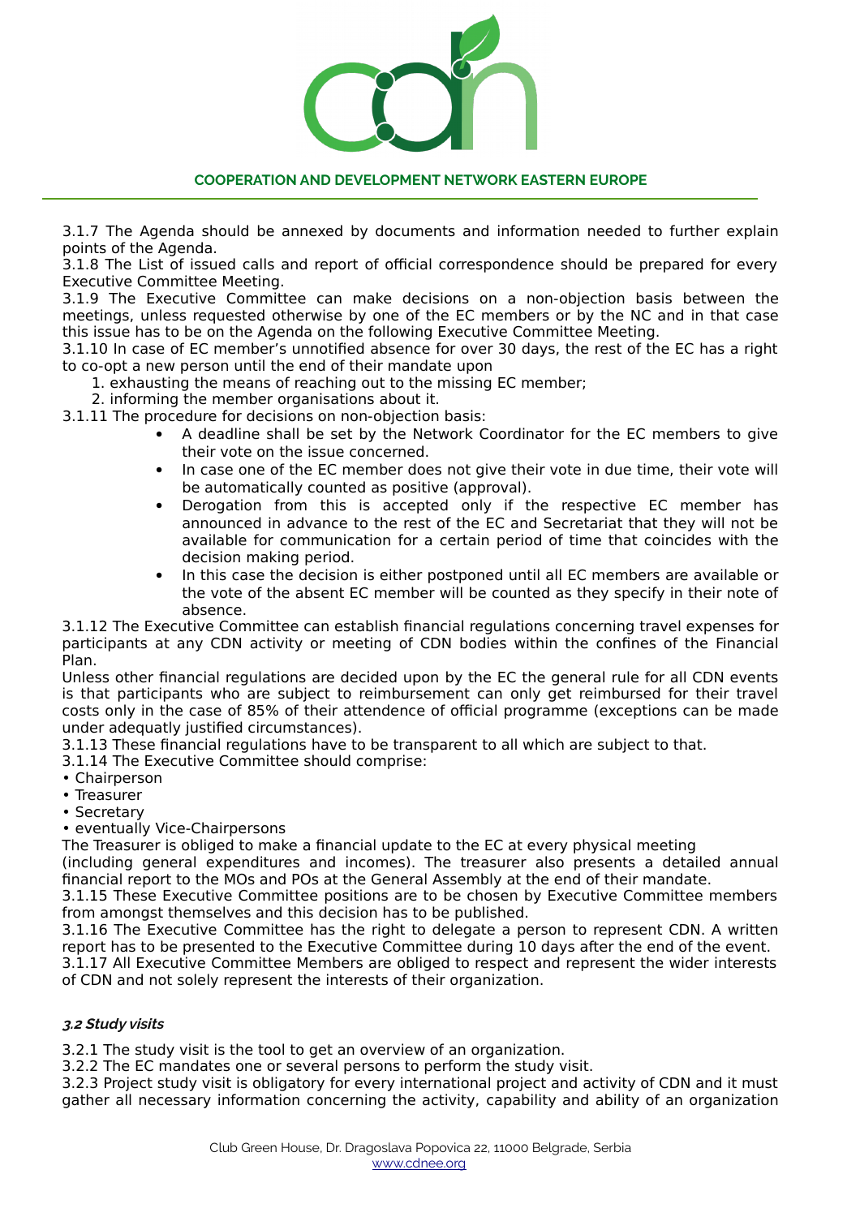3.1.7 The Agenda should be annexed by documents and information needed to further explain points of the Agenda.
3.1.8 The List of issued calls and report of official correspondence should be prepared for every Executive Committee Meeting.
3.1.9 The Executive Committee can make decisions on a non-objection basis between the meetings, unless requested otherwise by one of the EC members or by the NC and in that case this issue has to be on the Agenda on the following Executive Committee Meeting.
3.1.10 In case of EC member's unnotified absence for over 30 days, the rest of the EC has a right to co-opt a new person until the end of their mandate upon

1. exhausting the means of reaching out to the missing EC member;
2. informing the member organisations about it.

3.1.11 The procedure for decisions on non-objection basis:

- A deadline shall be set by the Network Coordinator for the EC members to give their vote on the issue concerned.
- In case one of the EC member does not give their vote in due time, their vote will be automatically counted as positive (approval).
- Derogation from this is accepted only if the respective EC member has announced in advance to the rest of the EC and Secretariat that they will not be available for communication for a certain period of time that coincides with the decision making period.
- In this case the decision is either postponed until all EC members are available or the vote of the absent EC member will be counted as they specify in their note of absence.

3.1.12 The Executive Committee can establish financial regulations concerning travel expenses for participants at any CDN activity or meeting of CDN bodies within the confines of the Financial Plan.
Unless other financial regulations are decided upon by the EC the general rule for all CDN events is that participants who are subject to reimbursement can only get reimbursed for their travel costs only in the case of 85% of their attendence of official programme (exceptions can be made under adequatly justified circumstances).
3.1.13 These financial regulations have to be transparent to all which are subject to that.
3.1.14 The Executive Committee should comprise:

- Chairperson
- Treasurer
- Secretary
- eventually Vice-Chairpersons

The Treasurer is obliged to make a financial update to the EC at every physical meeting (including general expenditures and incomes). The treasurer also presents a detailed annual financial report to the MOs and POs at the General Assembly at the end of their mandate.
3.1.15 These Executive Committee positions are to be chosen by Executive Committee members from amongst themselves and this decision has to be published.
3.1.16 The Executive Committee has the right to delegate a person to represent CDN. A written report has to be presented to the Executive Committee during 10 days after the end of the event.
3.1.17 All Executive Committee Members are obliged to respect and represent the wider interests of CDN and not solely represent the interests of their organization.

### *3.2 Study visits*

3.2.1 The study visit is the tool to get an overview of an organization.
3.2.2 The EC mandates one or several persons to perform the study visit.
3.2.3 Project study visit is obligatory for every international project and activity of CDN and it must gather all necessary information concerning the activity, capability and ability of an organization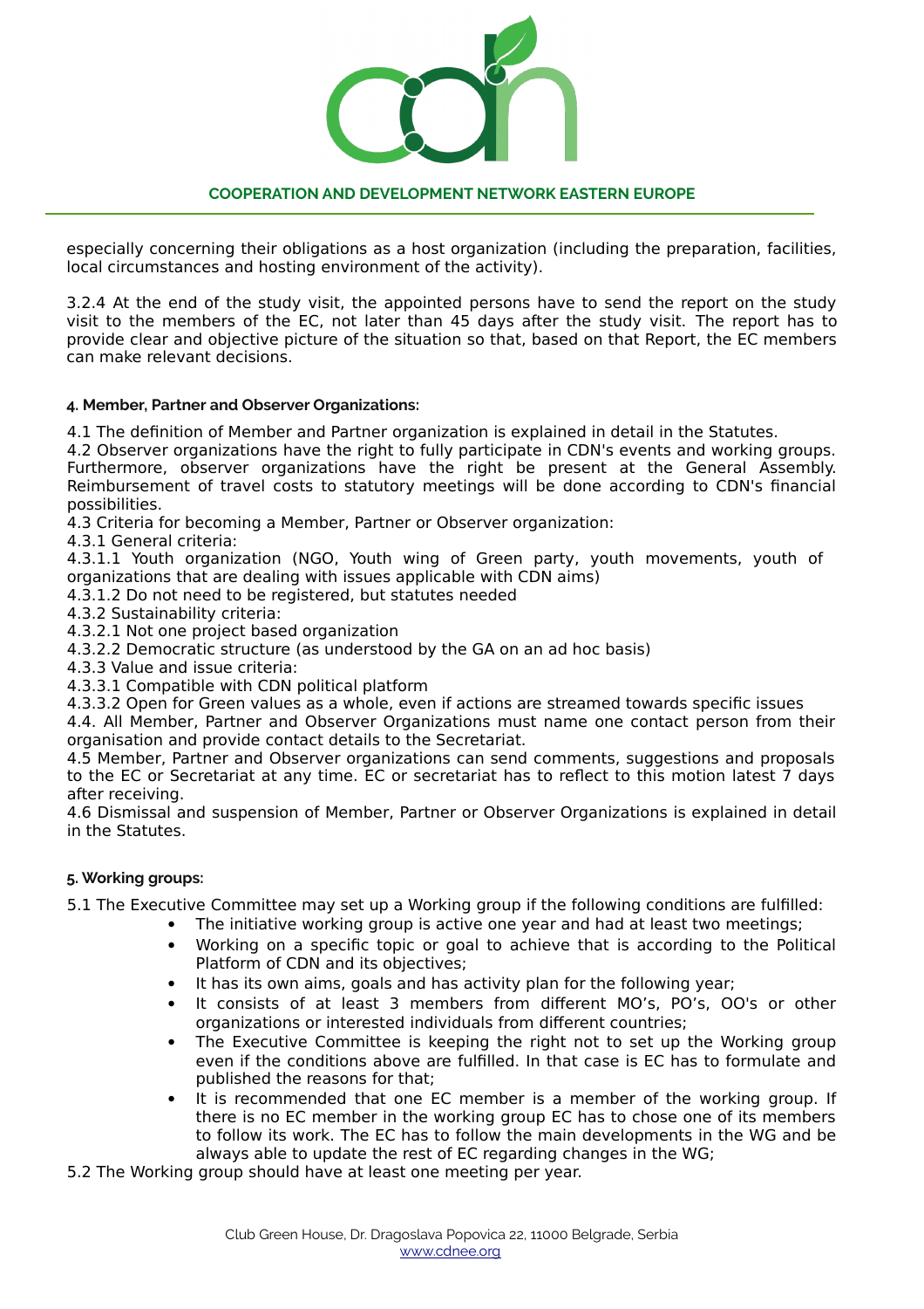especially concerning their obligations as a host organization (including the preparation, facilities, local circumstances and hosting environment of the activity).

3.2.4 At the end of the study visit, the appointed persons have to send the report on the study visit to the members of the EC, not later than 45 days after the study visit. The report has to provide clear and objective picture of the situation so that, based on that Report, the EC members can make relevant decisions.

**4. Member, Partner and Observer Organizations:**

4.1 The definition of Member and Partner organization is explained in detail in the Statutes.
4.2 Observer organizations have the right to fully participate in CDN's events and working groups. Furthermore, observer organizations have the right be present at the General Assembly. Reimbursement of travel costs to statutory meetings will be done according to CDN's financial possibilities.
4.3 Criteria for becoming a Member, Partner or Observer organization:
4.3.1 General criteria:
4.3.1.1 Youth organization (NGO, Youth wing of Green party, youth movements, youth of organizations that are dealing with issues applicable with CDN aims)
4.3.1.2 Do not need to be registered, but statutes needed
4.3.2 Sustainability criteria:
4.3.2.1 Not one project based organization
4.3.2.2 Democratic structure (as understood by the GA on an ad hoc basis)
4.3.3 Value and issue criteria:
4.3.3.1 Compatible with CDN political platform
4.3.3.2 Open for Green values as a whole, even if actions are streamed towards specific issues
4.4. All Member, Partner and Observer Organizations must name one contact person from their organisation and provide contact details to the Secretariat.
4.5 Member, Partner and Observer organizations can send comments, suggestions and proposals to the EC or Secretariat at any time. EC or secretariat has to reflect to this motion latest 7 days after receiving.
4.6 Dismissal and suspension of Member, Partner or Observer Organizations is explained in detail in the Statutes.

**5. Working groups:**

5.1 The Executive Committee may set up a Working group if the following conditions are fulfilled:

- The initiative working group is active one year and had at least two meetings;
- Working on a specific topic or goal to achieve that is according to the Political Platform of CDN and its objectives;
- It has its own aims, goals and has activity plan for the following year;
- It consists of at least 3 members from different MO's, PO's, OO's or other organizations or interested individuals from different countries;
- The Executive Committee is keeping the right not to set up the Working group even if the conditions above are fulfilled. In that case is EC has to formulate and published the reasons for that;
- It is recommended that one EC member is a member of the working group. If there is no EC member in the working group EC has to chose one of its members to follow its work. The EC has to follow the main developments in the WG and be always able to update the rest of EC regarding changes in the WG;

5.2 The Working group should have at least one meeting per year.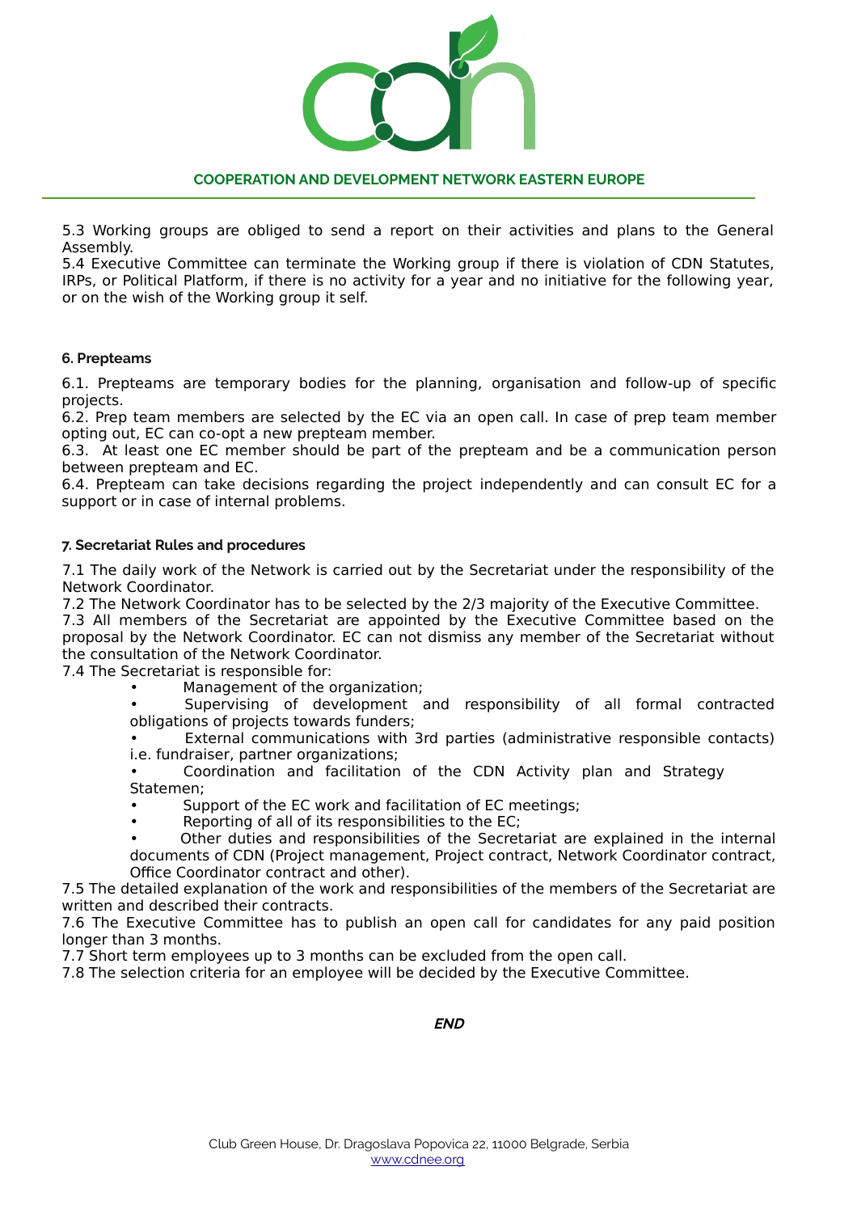5.3 Working groups are obliged to send a report on their activities and plans to the General Assembly.
5.4 Executive Committee can terminate the Working group if there is violation of CDN Statutes, IRPs, or Political Platform, if there is no activity for a year and no initiative for the following year, or on the wish of the Working group it self.

**6. Prepteams**

6.1. Prepteams are temporary bodies for the planning, organisation and follow-up of specific projects.
6.2. Prep team members are selected by the EC via an open call. In case of prep team member opting out, EC can co-opt a new prepteam member.
6.3. At least one EC member should be part of the prepteam and be a communication person between prepteam and EC.
6.4. Prepteam can take decisions regarding the project independently and can consult EC for a support or in case of internal problems.

**7. Secretariat Rules and procedures**

7.1 The daily work of the Network is carried out by the Secretariat under the responsibility of the Network Coordinator.
7.2 The Network Coordinator has to be selected by the 2/3 majority of the Executive Committee.
7.3 All members of the Secretariat are appointed by the Executive Committee based on the proposal by the Network Coordinator. EC can not dismiss any member of the Secretariat without the consultation of the Network Coordinator.
7.4 The Secretariat is responsible for:

- Management of the organization;
- Supervising of development and responsibility of all formal contracted obligations of projects towards funders;
- External communications with 3rd parties (administrative responsible contacts) i.e. fundraiser, partner organizations;
- Coordination and facilitation of the CDN Activity plan and Strategy Statemen;
- Support of the EC work and facilitation of EC meetings;
- Reporting of all of its responsibilities to the EC;
- Other duties and responsibilities of the Secretariat are explained in the internal documents of CDN (Project management, Project contract, Network Coordinator contract, Office Coordinator contract and other).

7.5 The detailed explanation of the work and responsibilities of the members of the Secretariat are written and described their contracts.
7.6 The Executive Committee has to publish an open call for candidates for any paid position longer than 3 months.
7.7 Short term employees up to 3 months can be excluded from the open call.
7.8 The selection criteria for an employee will be decided by the Executive Committee.

***END***